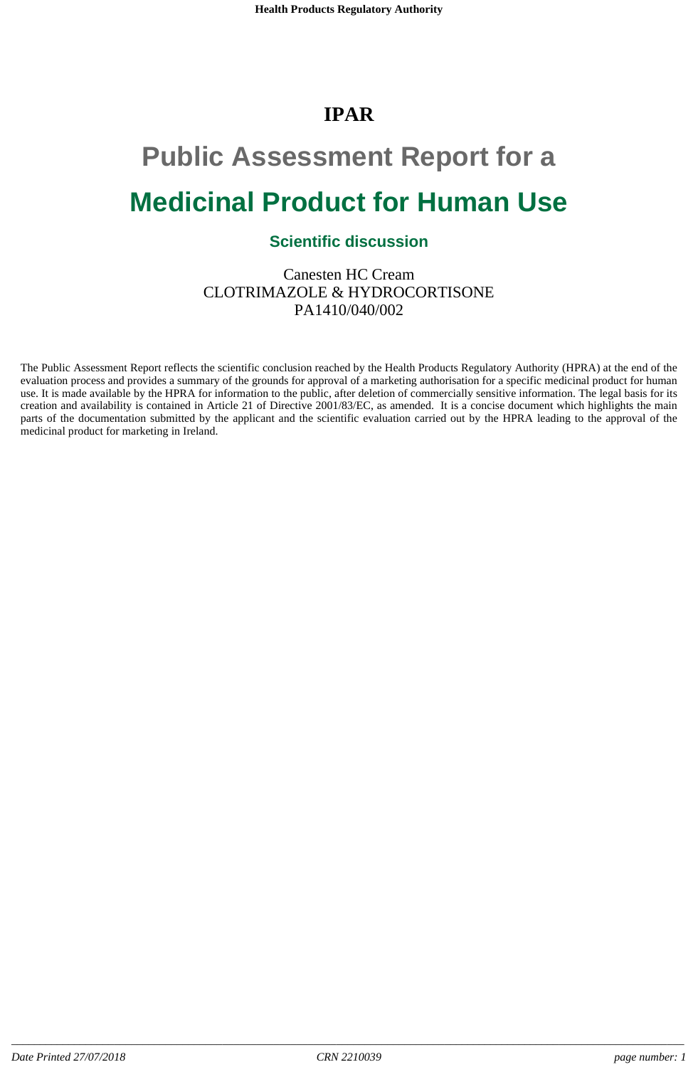# IPAR

# Public Assessment Report for a

# Medicinal Product for Human Use

## Scientific discussion

Canesten HC Cream
CLOTRIMAZOLE & HYDROCORTISONE
PA1410/040/002

The Public Assessment Report reflects the scientific conclusion reached by the Health Products Regulatory Authority (HPRA) at the end of the evaluation process and provides a summary of the grounds for approval of a marketing authorisation for a specific medicinal product for human use. It is made available by the HPRA for information to the public, after deletion of commercially sensitive information. The legal basis for its creation and availability is contained in Article 21 of Directive 2001/83/EC, as amended. It is a concise document which highlights the main parts of the documentation submitted by the applicant and the scientific evaluation carried out by the HPRA leading to the approval of the medicinal product for marketing in Ireland.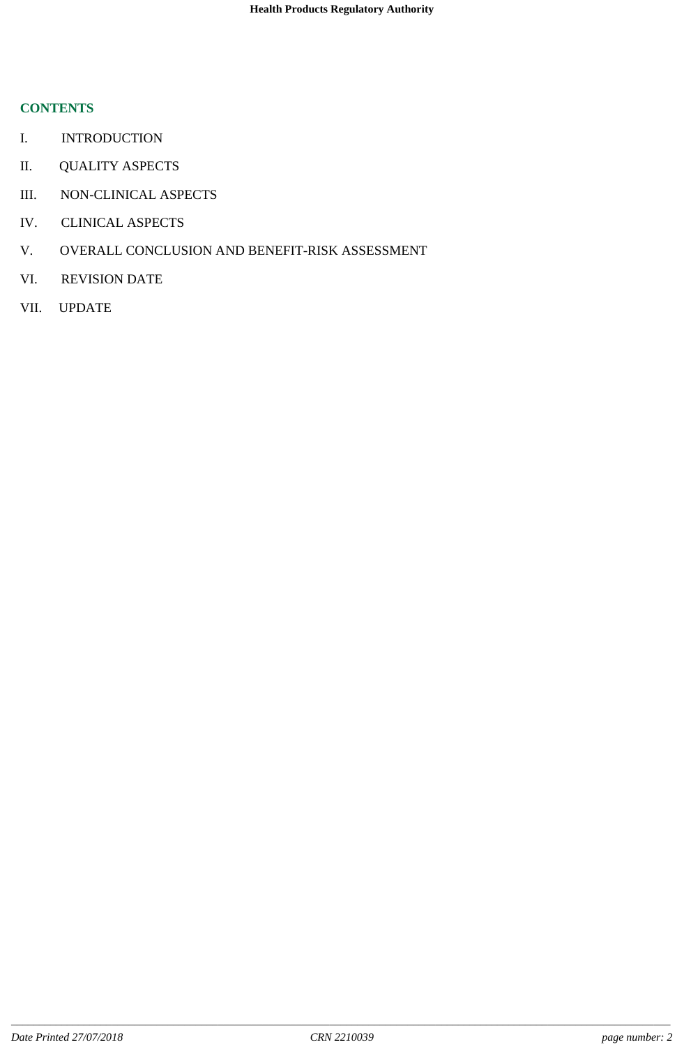## CONTENTS

I. INTRODUCTION

II. QUALITY ASPECTS

III. NON-CLINICAL ASPECTS

IV. CLINICAL ASPECTS

V. OVERALL CONCLUSION AND BENEFIT-RISK ASSESSMENT

VI. REVISION DATE

VII. UPDATE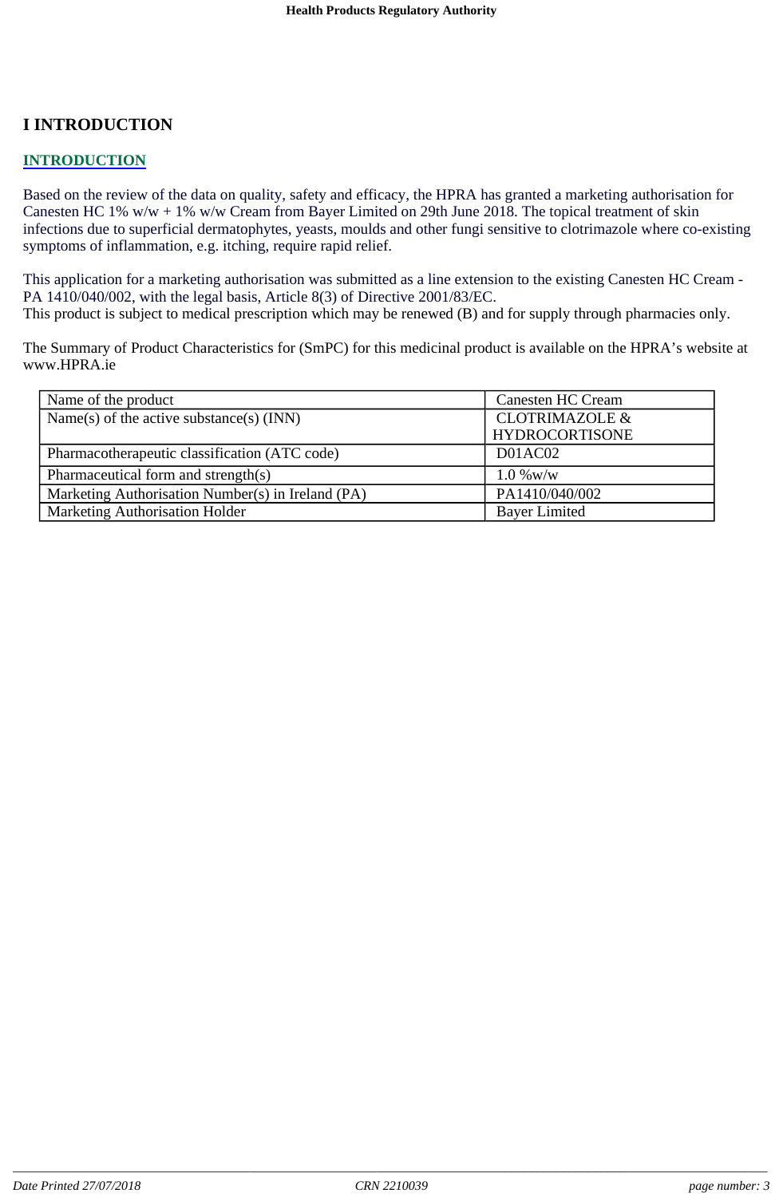# I INTRODUCTION

## INTRODUCTION

Based on the review of the data on quality, safety and efficacy, the HPRA has granted a marketing authorisation for Canesten HC 1% w/w + 1% w/w Cream from Bayer Limited on 29th June 2018. The topical treatment of skin infections due to superficial dermatophytes, yeasts, moulds and other fungi sensitive to clotrimazole where co-existing symptoms of inflammation, e.g. itching, require rapid relief.

This application for a marketing authorisation was submitted as a line extension to the existing Canesten HC Cream - PA 1410/040/002, with the legal basis, Article 8(3) of Directive 2001/83/EC.
This product is subject to medical prescription which may be renewed (B) and for supply through pharmacies only.

The Summary of Product Characteristics for (SmPC) for this medicinal product is available on the HPRA's website at www.HPRA.ie

| Name of the product | Canesten HC Cream |
|---|---|
| Name(s) of the active substance(s) (INN) | CLOTRIMAZOLE & HYDROCORTISONE |
| Pharmacotherapeutic classification (ATC code) | D01AC02 |
| Pharmaceutical form and strength(s) | 1.0 %w/w |
| Marketing Authorisation Number(s) in Ireland (PA) | PA1410/040/002 |
| Marketing Authorisation Holder | Bayer Limited |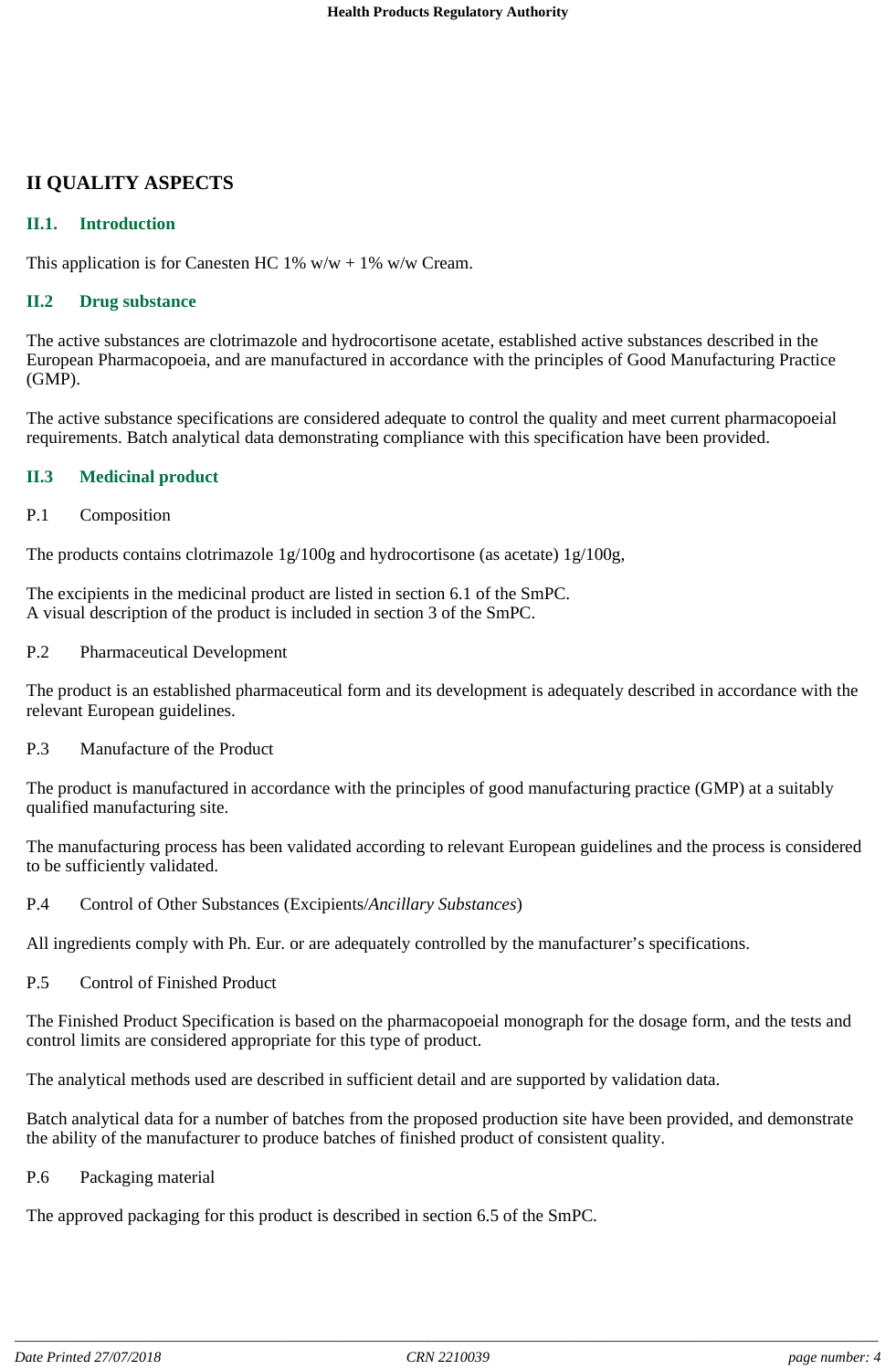# II QUALITY ASPECTS

## II.1. Introduction

This application is for Canesten HC 1% w/w + 1% w/w Cream.

## II.2 Drug substance

The active substances are clotrimazole and hydrocortisone acetate, established active substances described in the European Pharmacopoeia, and are manufactured in accordance with the principles of Good Manufacturing Practice (GMP).

The active substance specifications are considered adequate to control the quality and meet current pharmacopoeial requirements. Batch analytical data demonstrating compliance with this specification have been provided.

## II.3 Medicinal product

P.1 Composition

The products contains clotrimazole 1g/100g and hydrocortisone (as acetate) 1g/100g,

The excipients in the medicinal product are listed in section 6.1 of the SmPC.
A visual description of the product is included in section 3 of the SmPC.

P.2 Pharmaceutical Development

The product is an established pharmaceutical form and its development is adequately described in accordance with the relevant European guidelines.

P.3 Manufacture of the Product

The product is manufactured in accordance with the principles of good manufacturing practice (GMP) at a suitably qualified manufacturing site.

The manufacturing process has been validated according to relevant European guidelines and the process is considered to be sufficiently validated.

P.4 Control of Other Substances (Excipients/*Ancillary Substances*)

All ingredients comply with Ph. Eur. or are adequately controlled by the manufacturer's specifications.

P.5 Control of Finished Product

The Finished Product Specification is based on the pharmacopoeial monograph for the dosage form, and the tests and control limits are considered appropriate for this type of product.

The analytical methods used are described in sufficient detail and are supported by validation data.

Batch analytical data for a number of batches from the proposed production site have been provided, and demonstrate the ability of the manufacturer to produce batches of finished product of consistent quality.

P.6 Packaging material

The approved packaging for this product is described in section 6.5 of the SmPC.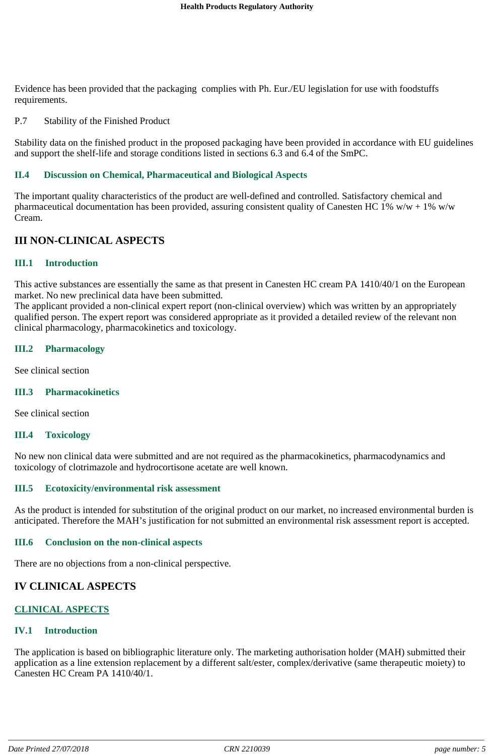Evidence has been provided that the packaging complies with Ph. Eur./EU legislation for use with foodstuffs requirements.

P.7 Stability of the Finished Product

Stability data on the finished product in the proposed packaging have been provided in accordance with EU guidelines and support the shelf-life and storage conditions listed in sections 6.3 and 6.4 of the SmPC.

### II.4 Discussion on Chemical, Pharmaceutical and Biological Aspects

The important quality characteristics of the product are well-defined and controlled. Satisfactory chemical and pharmaceutical documentation has been provided, assuring consistent quality of Canesten HC 1% w/w + 1% w/w Cream.

## III NON-CLINICAL ASPECTS

### III.1 Introduction

This active substances are essentially the same as that present in Canesten HC cream PA 1410/40/1 on the European market. No new preclinical data have been submitted.
The applicant provided a non-clinical expert report (non-clinical overview) which was written by an appropriately qualified person. The expert report was considered appropriate as it provided a detailed review of the relevant non clinical pharmacology, pharmacokinetics and toxicology.

### III.2 Pharmacology

See clinical section

### III.3 Pharmacokinetics

See clinical section

### III.4 Toxicology

No new non clinical data were submitted and are not required as the pharmacokinetics, pharmacodynamics and toxicology of clotrimazole and hydrocortisone acetate are well known.

### III.5 Ecotoxicity/environmental risk assessment

As the product is intended for substitution of the original product on our market, no increased environmental burden is anticipated. Therefore the MAH's justification for not submitted an environmental risk assessment report is accepted.

### III.6 Conclusion on the non-clinical aspects

There are no objections from a non-clinical perspective.

## IV CLINICAL ASPECTS

### CLINICAL ASPECTS

### IV.1 Introduction

The application is based on bibliographic literature only. The marketing authorisation holder (MAH) submitted their application as a line extension replacement by a different salt/ester, complex/derivative (same therapeutic moiety) to Canesten HC Cream PA 1410/40/1.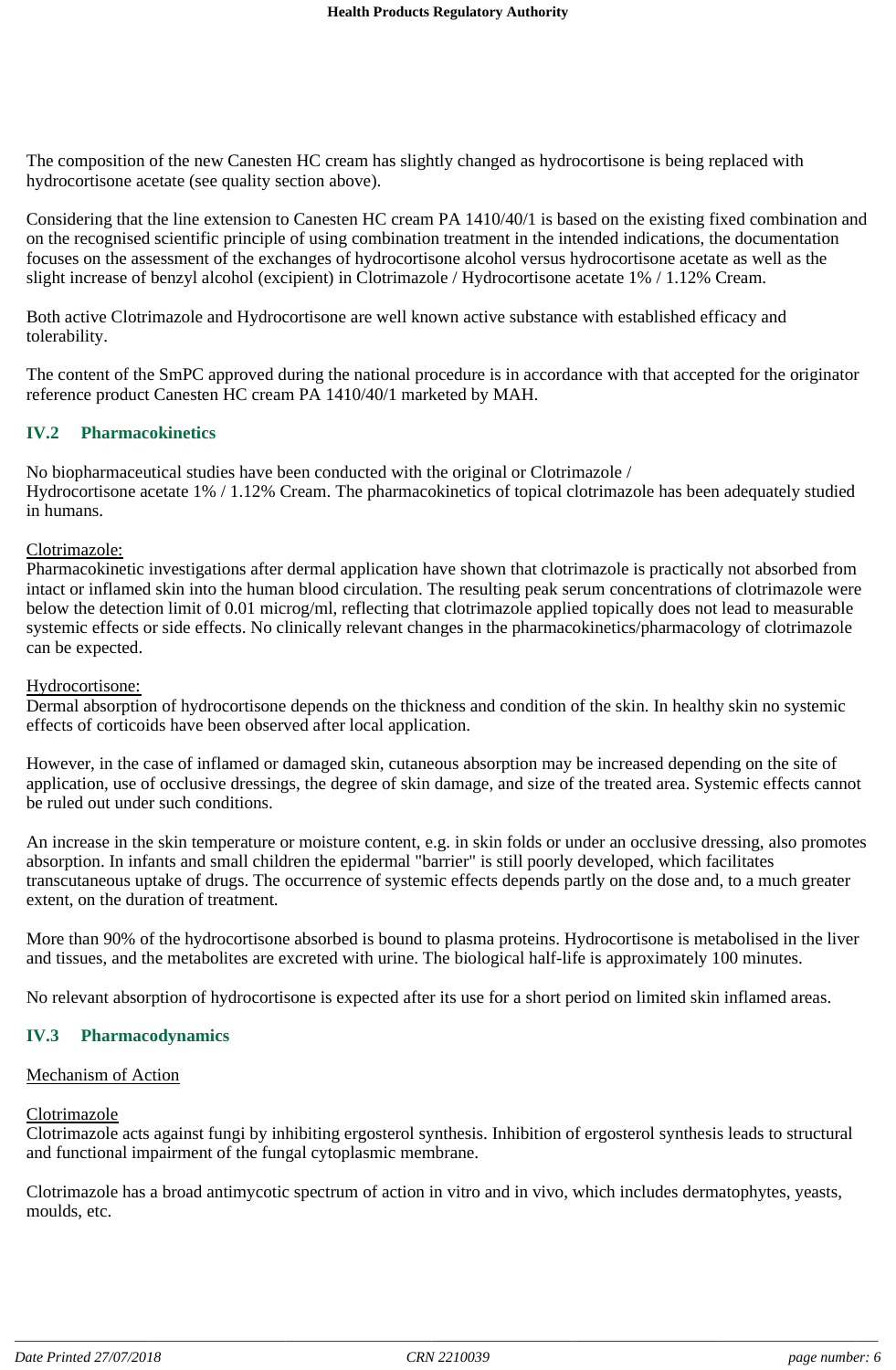The composition of the new Canesten HC cream has slightly changed as hydrocortisone is being replaced with hydrocortisone acetate (see quality section above).

Considering that the line extension to Canesten HC cream PA 1410/40/1 is based on the existing fixed combination and on the recognised scientific principle of using combination treatment in the intended indications, the documentation focuses on the assessment of the exchanges of hydrocortisone alcohol versus hydrocortisone acetate as well as the slight increase of benzyl alcohol (excipient) in Clotrimazole / Hydrocortisone acetate 1% / 1.12% Cream.

Both active Clotrimazole and Hydrocortisone are well known active substance with established efficacy and tolerability.

The content of the SmPC approved during the national procedure is in accordance with that accepted for the originator reference product Canesten HC cream PA 1410/40/1 marketed by MAH.

## IV.2 Pharmacokinetics

No biopharmaceutical studies have been conducted with the original or Clotrimazole / Hydrocortisone acetate 1% / 1.12% Cream. The pharmacokinetics of topical clotrimazole has been adequately studied in humans.

Clotrimazole:
Pharmacokinetic investigations after dermal application have shown that clotrimazole is practically not absorbed from intact or inflamed skin into the human blood circulation. The resulting peak serum concentrations of clotrimazole were below the detection limit of 0.01 microg/ml, reflecting that clotrimazole applied topically does not lead to measurable systemic effects or side effects. No clinically relevant changes in the pharmacokinetics/pharmacology of clotrimazole can be expected.

Hydrocortisone:
Dermal absorption of hydrocortisone depends on the thickness and condition of the skin. In healthy skin no systemic effects of corticoids have been observed after local application.

However, in the case of inflamed or damaged skin, cutaneous absorption may be increased depending on the site of application, use of occlusive dressings, the degree of skin damage, and size of the treated area. Systemic effects cannot be ruled out under such conditions.

An increase in the skin temperature or moisture content, e.g. in skin folds or under an occlusive dressing, also promotes absorption. In infants and small children the epidermal "barrier" is still poorly developed, which facilitates transcutaneous uptake of drugs. The occurrence of systemic effects depends partly on the dose and, to a much greater extent, on the duration of treatment.

More than 90% of the hydrocortisone absorbed is bound to plasma proteins. Hydrocortisone is metabolised in the liver and tissues, and the metabolites are excreted with urine. The biological half-life is approximately 100 minutes.

No relevant absorption of hydrocortisone is expected after its use for a short period on limited skin inflamed areas.

## IV.3 Pharmacodynamics

Mechanism of Action

Clotrimazole
Clotrimazole acts against fungi by inhibiting ergosterol synthesis. Inhibition of ergosterol synthesis leads to structural and functional impairment of the fungal cytoplasmic membrane.

Clotrimazole has a broad antimycotic spectrum of action in vitro and in vivo, which includes dermatophytes, yeasts, moulds, etc.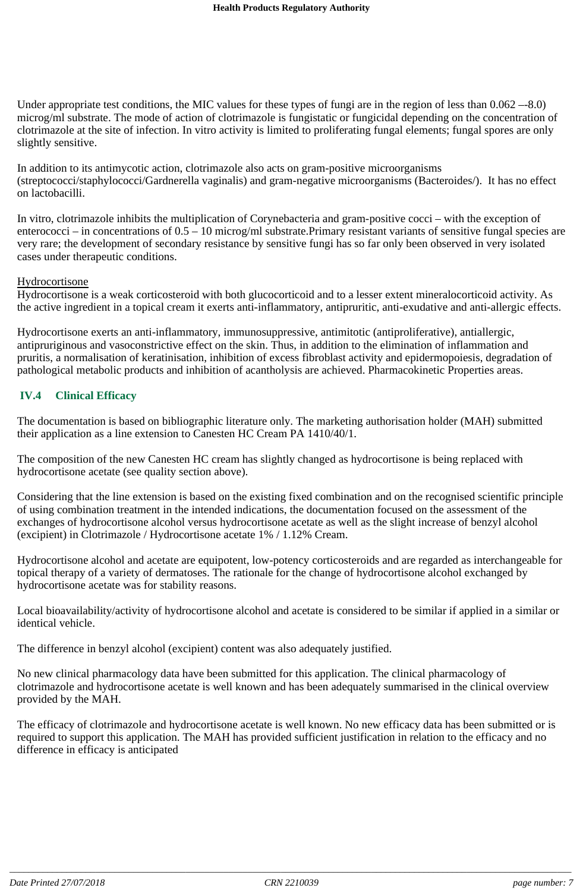Under appropriate test conditions, the MIC values for these types of fungi are in the region of less than 0.062 –-8.0) microg/ml substrate. The mode of action of clotrimazole is fungistatic or fungicidal depending on the concentration of clotrimazole at the site of infection. In vitro activity is limited to proliferating fungal elements; fungal spores are only slightly sensitive.

In addition to its antimycotic action, clotrimazole also acts on gram-positive microorganisms (streptococci/staphylococci/Gardnerella vaginalis) and gram-negative microorganisms (Bacteroides/). It has no effect on lactobacilli.

In vitro, clotrimazole inhibits the multiplication of Corynebacteria and gram-positive cocci – with the exception of enterococci – in concentrations of 0.5 – 10 microg/ml substrate.Primary resistant variants of sensitive fungal species are very rare; the development of secondary resistance by sensitive fungi has so far only been observed in very isolated cases under therapeutic conditions.

<u>Hydrocortisone</u>
Hydrocortisone is a weak corticosteroid with both glucocorticoid and to a lesser extent mineralocorticoid activity. As the active ingredient in a topical cream it exerts anti-inflammatory, antipruritic, anti-exudative and anti-allergic effects.

Hydrocortisone exerts an anti-inflammatory, immunosuppressive, antimitotic (antiproliferative), antiallergic, antipruriginous and vasoconstrictive effect on the skin. Thus, in addition to the elimination of inflammation and pruritis, a normalisation of keratinisation, inhibition of excess fibroblast activity and epidermopoiesis, degradation of pathological metabolic products and inhibition of acantholysis are achieved. Pharmacokinetic Properties areas.

## IV.4 Clinical Efficacy

The documentation is based on bibliographic literature only. The marketing authorisation holder (MAH) submitted their application as a line extension to Canesten HC Cream PA 1410/40/1.

The composition of the new Canesten HC cream has slightly changed as hydrocortisone is being replaced with hydrocortisone acetate (see quality section above).

Considering that the line extension is based on the existing fixed combination and on the recognised scientific principle of using combination treatment in the intended indications, the documentation focused on the assessment of the exchanges of hydrocortisone alcohol versus hydrocortisone acetate as well as the slight increase of benzyl alcohol (excipient) in Clotrimazole / Hydrocortisone acetate 1% / 1.12% Cream.

Hydrocortisone alcohol and acetate are equipotent, low-potency corticosteroids and are regarded as interchangeable for topical therapy of a variety of dermatoses. The rationale for the change of hydrocortisone alcohol exchanged by hydrocortisone acetate was for stability reasons.

Local bioavailability/activity of hydrocortisone alcohol and acetate is considered to be similar if applied in a similar or identical vehicle.

The difference in benzyl alcohol (excipient) content was also adequately justified.

No new clinical pharmacology data have been submitted for this application. The clinical pharmacology of clotrimazole and hydrocortisone acetate is well known and has been adequately summarised in the clinical overview provided by the MAH.

The efficacy of clotrimazole and hydrocortisone acetate is well known. No new efficacy data has been submitted or is required to support this application. The MAH has provided sufficient justification in relation to the efficacy and no difference in efficacy is anticipated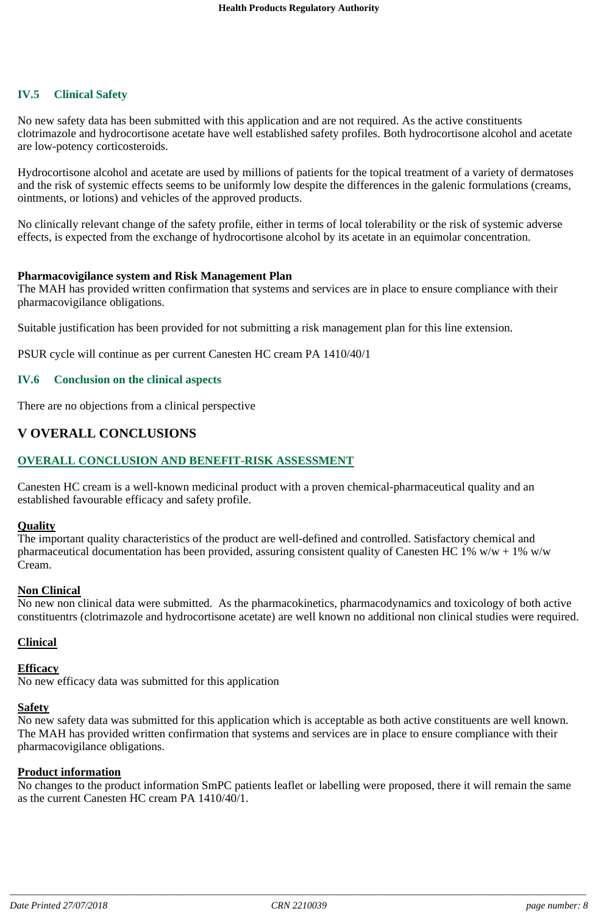### IV.5 Clinical Safety

No new safety data has been submitted with this application and are not required. As the active constituents clotrimazole and hydrocortisone acetate have well established safety profiles. Both hydrocortisone alcohol and acetate are low-potency corticosteroids.

Hydrocortisone alcohol and acetate are used by millions of patients for the topical treatment of a variety of dermatoses and the risk of systemic effects seems to be uniformly low despite the differences in the galenic formulations (creams, ointments, or lotions) and vehicles of the approved products.

No clinically relevant change of the safety profile, either in terms of local tolerability or the risk of systemic adverse effects, is expected from the exchange of hydrocortisone alcohol by its acetate in an equimolar concentration.

**Pharmacovigilance system and Risk Management Plan**

The MAH has provided written confirmation that systems and services are in place to ensure compliance with their pharmacovigilance obligations.

Suitable justification has been provided for not submitting a risk management plan for this line extension.

PSUR cycle will continue as per current Canesten HC cream PA 1410/40/1

### IV.6 Conclusion on the clinical aspects

There are no objections from a clinical perspective

## V OVERALL CONCLUSIONS

### OVERALL CONCLUSION AND BENEFIT-RISK ASSESSMENT

Canesten HC cream is a well-known medicinal product with a proven chemical-pharmaceutical quality and an established favourable efficacy and safety profile.

**Quality**

The important quality characteristics of the product are well-defined and controlled. Satisfactory chemical and pharmaceutical documentation has been provided, assuring consistent quality of Canesten HC 1% w/w + 1% w/w Cream.

**Non Clinical**

No new non clinical data were submitted. As the pharmacokinetics, pharmacodynamics and toxicology of both active constituentrs (clotrimazole and hydrocortisone acetate) are well known no additional non clinical studies were required.

**Clinical**

**Efficacy**

No new efficacy data was submitted for this application

**Safety**

No new safety data was submitted for this application which is acceptable as both active constituents are well known. The MAH has provided written confirmation that systems and services are in place to ensure compliance with their pharmacovigilance obligations.

**Product information**

No changes to the product information SmPC patients leaflet or labelling were proposed, there it will remain the same as the current Canesten HC cream PA 1410/40/1.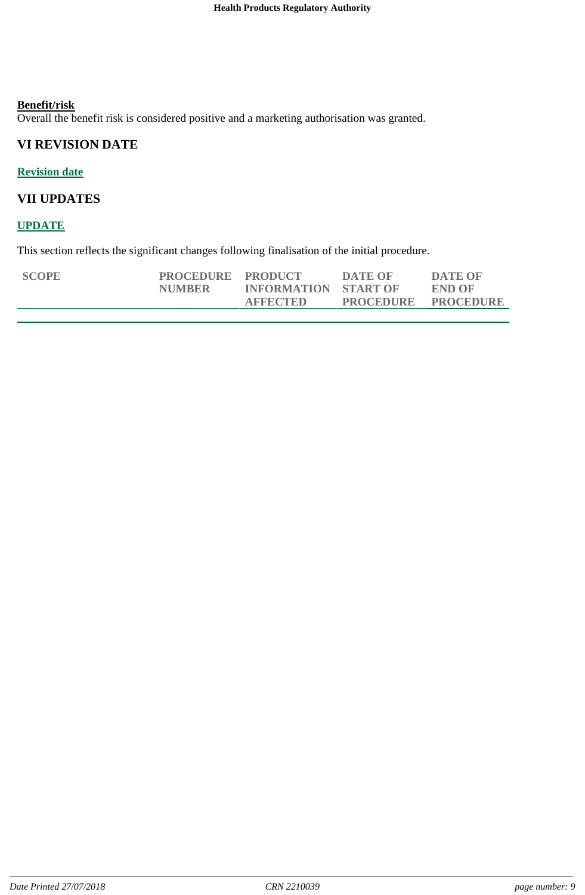**Benefit/risk**

Overall the benefit risk is considered positive and a marketing authorisation was granted.

## VI REVISION DATE

**Revision date**

## VII UPDATES

**UPDATE**

This section reflects the significant changes following finalisation of the initial procedure.

| SCOPE | PROCEDURE NUMBER | PRODUCT INFORMATION AFFECTED | DATE OF START OF PROCEDURE | DATE OF END OF PROCEDURE |
|---|---|---|---|---|